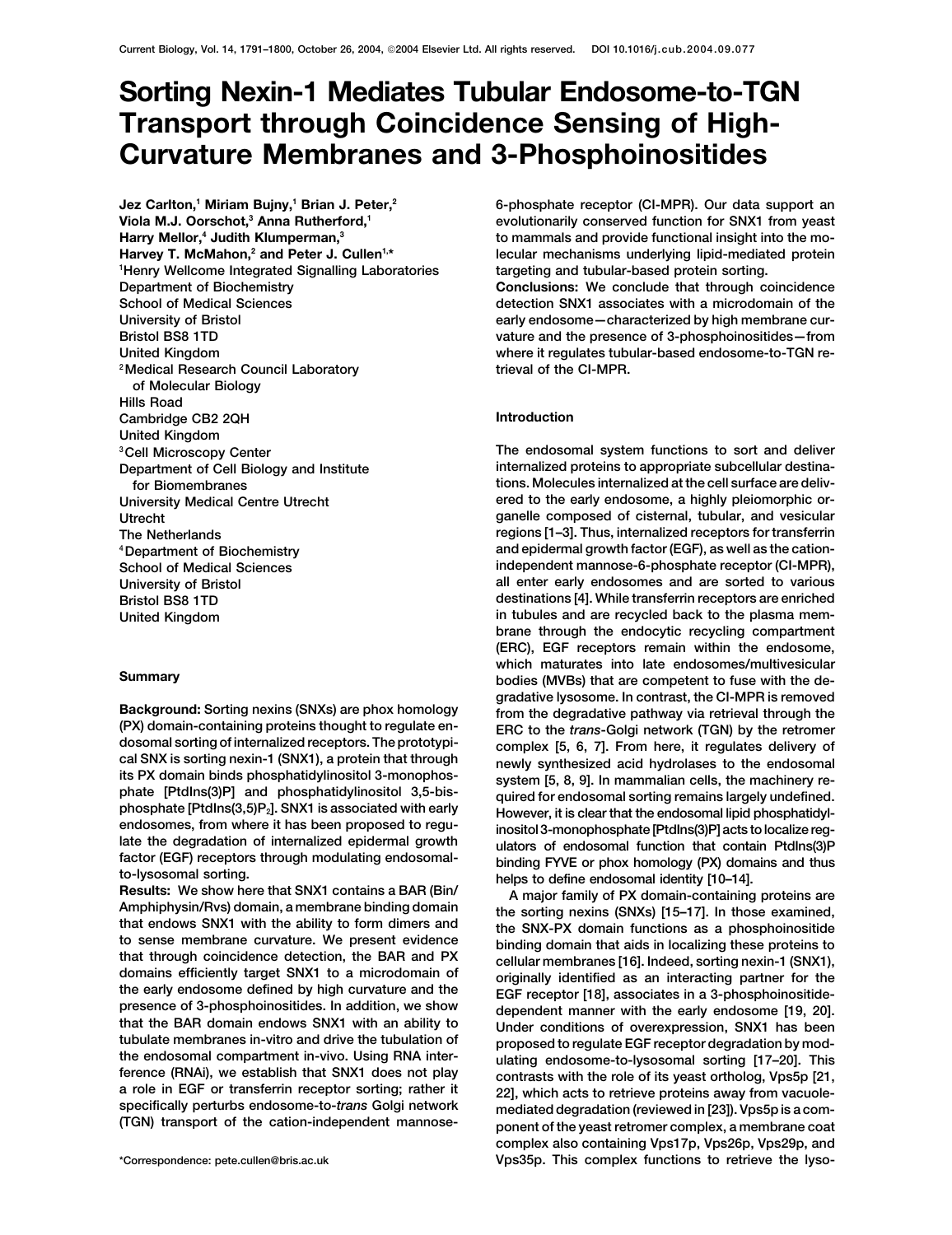# Sorting Nexin-1 Mediates Tubular Endosome-to-TGN Transport through Coincidence Sensing of High-Curvature Membranes and 3-Phosphoinositides

**Jez Carlton,[1] Miriam Bujny,[1] Brian J. Peter,[2] Viola M.J. Oorschot,[3] Anna Rutherford,[1] Harry Mellor,[4] Judith Klumperman,[3] Harvey T. McMahon,[2] and Peter J. Cullen[1,*]**

[1]Henry Wellcome Integrated Signalling Laboratories
Department of Biochemistry
School of Medical Sciences
University of Bristol
Bristol BS8 1TD
United Kingdom

[2]Medical Research Council Laboratory of Molecular Biology
Hills Road
Cambridge CB2 2QH
United Kingdom

[3]Cell Microscopy Center
Department of Cell Biology and Institute for Biomembranes
University Medical Centre Utrecht
Utrecht
The Netherlands

[4]Department of Biochemistry
School of Medical Sciences
University of Bristol
Bristol BS8 1TD
United Kingdom

## Summary

**Background:** Sorting nexins (SNXs) are phox homology (PX) domain-containing proteins thought to regulate endosomal sorting of internalized receptors. The prototypical SNX is sorting nexin-1 (SNX1), a protein that through its PX domain binds phosphatidylinositol 3-monophosphate [PtdIns(3)P] and phosphatidylinositol 3,5-bisphosphate [PtdIns(3,5)P$_2$]. SNX1 is associated with early endosomes, from where it has been proposed to regulate the degradation of internalized epidermal growth factor (EGF) receptors through modulating endosomal-to-lysosomal sorting.

**Results:** We show here that SNX1 contains a BAR (Bin/Amphiphysin/Rvs) domain, a membrane binding domain that endows SNX1 with the ability to form dimers and to sense membrane curvature. We present evidence that through coincidence detection, the BAR and PX domains efficiently target SNX1 to a microdomain of the early endosome defined by high curvature and the presence of 3-phosphoinositides. In addition, we show that the BAR domain endows SNX1 with an ability to tubulate membranes in-vitro and drive the tubulation of the endosomal compartment in-vivo. Using RNA interference (RNAi), we establish that SNX1 does not play a role in EGF or transferrin receptor sorting; rather it specifically perturbs endosome-to-*trans* Golgi network (TGN) transport of the cation-independent mannose-6-phosphate receptor (CI-MPR). Our data support an evolutionarily conserved function for SNX1 from yeast to mammals and provide functional insight into the molecular mechanisms underlying lipid-mediated protein targeting and tubular-based protein sorting.

**Conclusions:** We conclude that through coincidence detection SNX1 associates with a microdomain of the early endosome—characterized by high membrane curvature and the presence of 3-phosphoinositides—from where it regulates tubular-based endosome-to-TGN retrieval of the CI-MPR.

*Correspondence: pete.cullen@bris.ac.uk

## Introduction

The endosomal system functions to sort and deliver internalized proteins to appropriate subcellular destinations. Molecules internalized at the cell surface are delivered to the early endosome, a highly pleiomorphic organelle composed of cisternal, tubular, and vesicular regions [1–3]. Thus, internalized receptors for transferrin and epidermal growth factor (EGF), as well as the cation-independent mannose-6-phosphate receptor (CI-MPR), all enter early endosomes and are sorted to various destinations [4]. While transferrin receptors are enriched in tubules and are recycled back to the plasma membrane through the endocytic recycling compartment (ERC), EGF receptors remain within the endosome, which maturates into late endosomes/multivesicular bodies (MVBs) that are competent to fuse with the degradative lysosome. In contrast, the CI-MPR is removed from the degradative pathway via retrieval through the ERC to the *trans*-Golgi network (TGN) by the retromer complex [5, 6, 7]. From here, it regulates delivery of newly synthesized acid hydrolases to the endosomal system [5, 8, 9]. In mammalian cells, the machinery required for endosomal sorting remains largely undefined. However, it is clear that the endosomal lipid phosphatidylinositol 3-monophosphate [PtdIns(3)P] acts to localize regulators of endosomal function that contain PtdIns(3)P binding FYVE or phox homology (PX) domains and thus helps to define endosomal identity [10–14].

A major family of PX domain-containing proteins are the sorting nexins (SNXs) [15–17]. In those examined, the SNX-PX domain functions as a phosphoinositide binding domain that aids in localizing these proteins to cellular membranes [16]. Indeed, sorting nexin-1 (SNX1), originally identified as an interacting partner for the EGF receptor [18], associates in a 3-phosphoinositide-dependent manner with the early endosome [19, 20]. Under conditions of overexpression, SNX1 has been proposed to regulate EGF receptor degradation by modulating endosome-to-lysosomal sorting [17–20]. This contrasts with the role of its yeast ortholog, Vps5p [21, 22], which acts to retrieve proteins away from vacuole-mediated degradation (reviewed in [23]). Vps5p is a component of the yeast retromer complex, a membrane coat complex also containing Vps17p, Vps26p, Vps29p, and Vps35p. This complex functions to retrieve the lyso-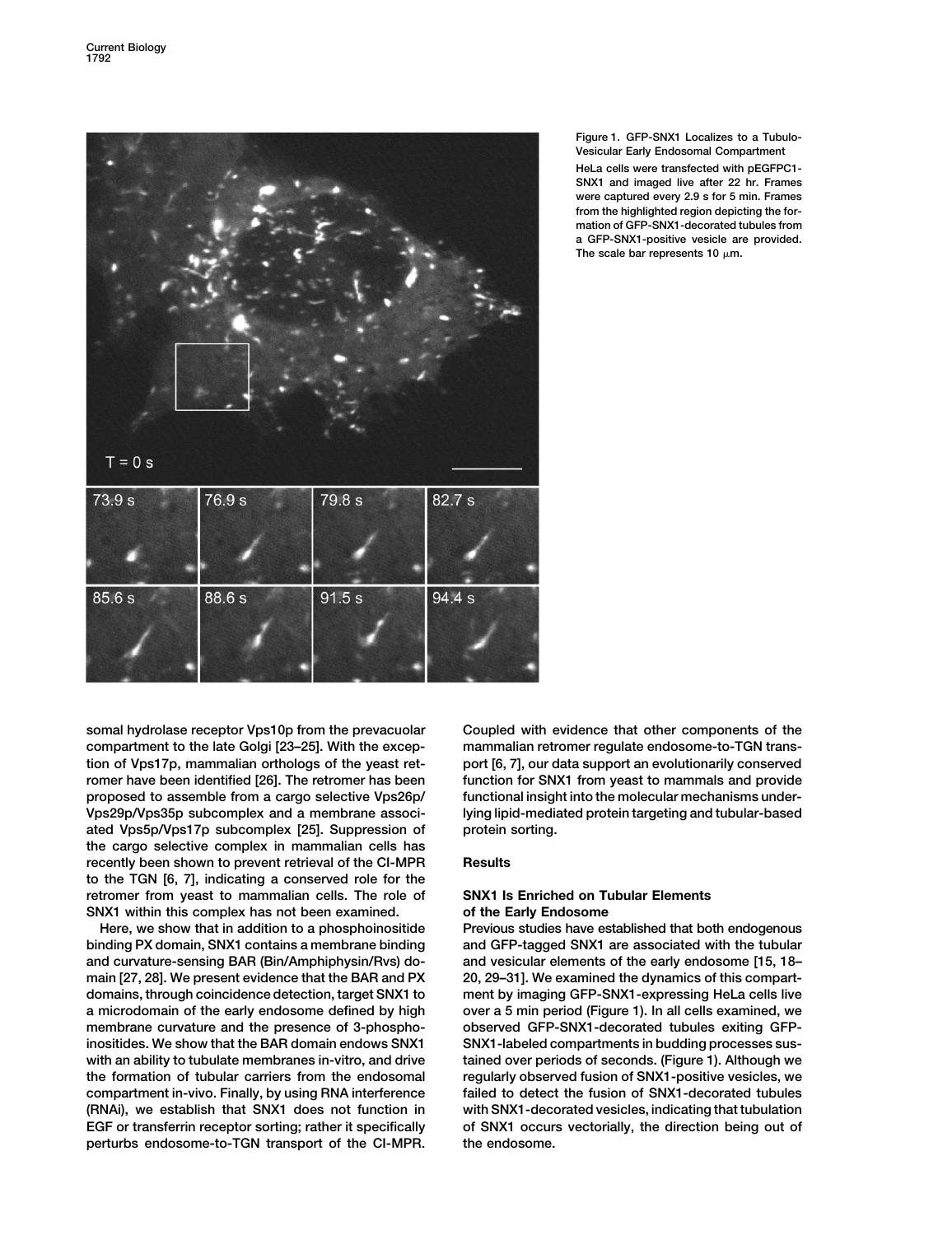Figure 1. GFP-SNX1 Localizes to a Tubulo-Vesicular Early Endosomal Compartment

HeLa cells were transfected with pEGFPC1-SNX1 and imaged live after 22 hr. Frames were captured every 2.9 s for 5 min. Frames from the highlighted region depicting the formation of GFP-SNX1-decorated tubules from a GFP-SNX1-positive vesicle are provided. The scale bar represents 10 μm.

somal hydrolase receptor Vps10p from the prevacuolar compartment to the late Golgi [23–25]. With the exception of Vps17p, mammalian orthologs of the yeast retromer have been identified [26]. The retromer has been proposed to assemble from a cargo selective Vps26p/Vps29p/Vps35p subcomplex and a membrane associated Vps5p/Vps17p subcomplex [25]. Suppression of the cargo selective complex in mammalian cells has recently been shown to prevent retrieval of the CI-MPR to the TGN [6, 7], indicating a conserved role for the retromer from yeast to mammalian cells. The role of SNX1 within this complex has not been examined.

Here, we show that in addition to a phosphoinositide binding PX domain, SNX1 contains a membrane binding and curvature-sensing BAR (Bin/Amphiphysin/Rvs) domain [27, 28]. We present evidence that the BAR and PX domains, through coincidence detection, target SNX1 to a microdomain of the early endosome defined by high membrane curvature and the presence of 3-phosphoinositides. We show that the BAR domain endows SNX1 with an ability to tubulate membranes in-vitro, and drive the formation of tubular carriers from the endosomal compartment in-vivo. Finally, by using RNA interference (RNAi), we establish that SNX1 does not function in EGF or transferrin receptor sorting; rather it specifically perturbs endosome-to-TGN transport of the CI-MPR. Coupled with evidence that other components of the mammalian retromer regulate endosome-to-TGN transport [6, 7], our data support an evolutionarily conserved function for SNX1 from yeast to mammals and provide functional insight into the molecular mechanisms underlying lipid-mediated protein targeting and tubular-based protein sorting.

## Results

### SNX1 Is Enriched on Tubular Elements of the Early Endosome

Previous studies have established that both endogenous and GFP-tagged SNX1 are associated with the tubular and vesicular elements of the early endosome [15, 18–20, 29–31]. We examined the dynamics of this compartment by imaging GFP-SNX1-expressing HeLa cells live over a 5 min period (Figure 1). In all cells examined, we observed GFP-SNX1-decorated tubules exiting GFP-SNX1-labeled compartments in budding processes sustained over periods of seconds. (Figure 1). Although we regularly observed fusion of SNX1-positive vesicles, we failed to detect the fusion of SNX1-decorated tubules with SNX1-decorated vesicles, indicating that tubulation of SNX1 occurs vectorially, the direction being out of the endosome.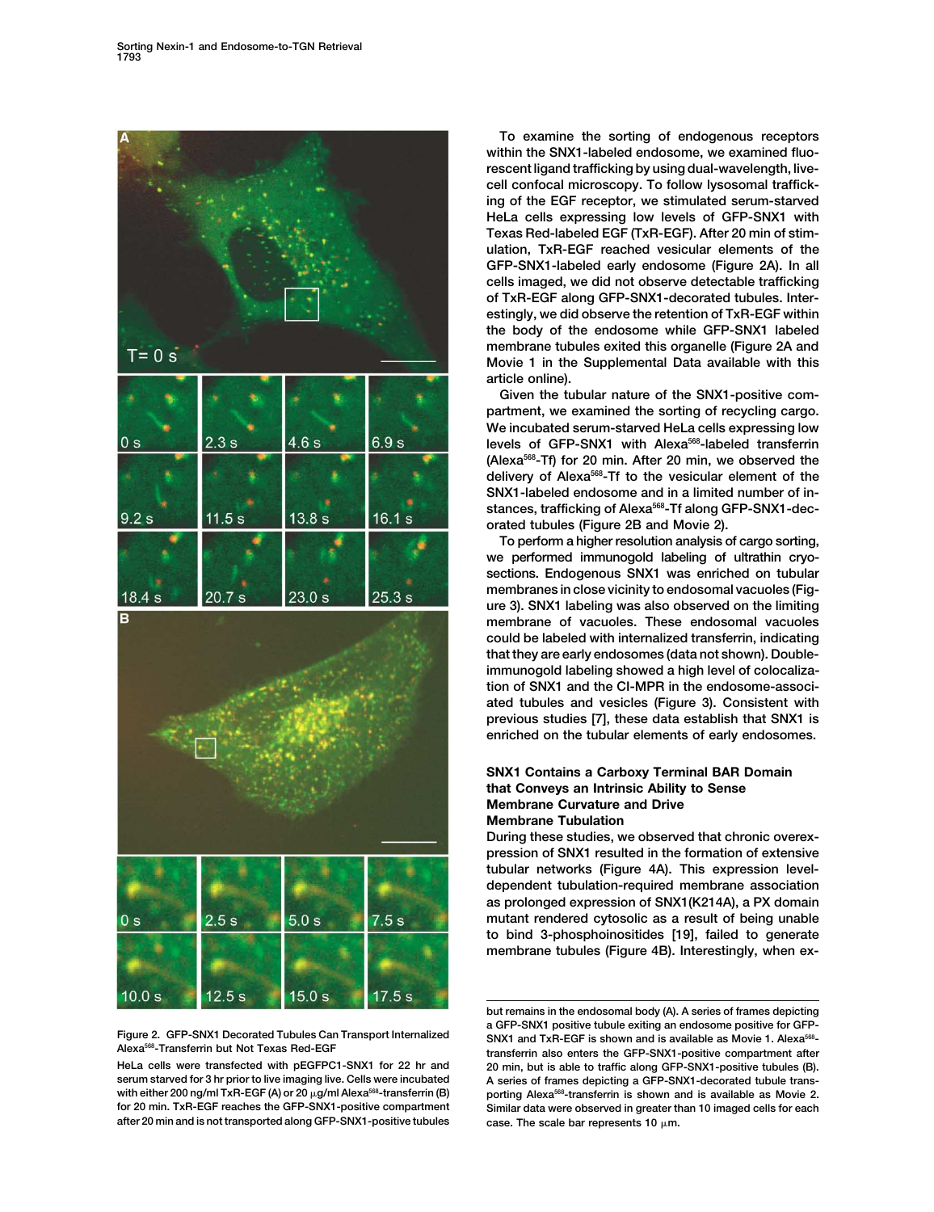To examine the sorting of endogenous receptors within the SNX1-labeled endosome, we examined fluorescent ligand trafficking by using dual-wavelength, live-cell confocal microscopy. To follow lysosomal trafficking of the EGF receptor, we stimulated serum-starved HeLa cells expressing low levels of GFP-SNX1 with Texas Red-labeled EGF (TxR-EGF). After 20 min of stimulation, TxR-EGF reached vesicular elements of the GFP-SNX1-labeled early endosome (Figure 2A). In all cells imaged, we did not observe detectable trafficking of TxR-EGF along GFP-SNX1-decorated tubules. Interestingly, we did observe the retention of TxR-EGF within the body of the endosome while GFP-SNX1 labeled membrane tubules exited this organelle (Figure 2A and Movie 1 in the Supplemental Data available with this article online).

Given the tubular nature of the SNX1-positive compartment, we examined the sorting of recycling cargo. We incubated serum-starved HeLa cells expressing low levels of GFP-SNX1 with Alexa[568]-labeled transferrin (Alexa[568]-Tf) for 20 min. After 20 min, we observed the delivery of Alexa[568]-Tf to the vesicular element of the SNX1-labeled endosome and in a limited number of instances, trafficking of Alexa[568]-Tf along GFP-SNX1-decorated tubules (Figure 2B and Movie 2).

To perform a higher resolution analysis of cargo sorting, we performed immunogold labeling of ultrathin cryosections. Endogenous SNX1 was enriched on tubular membranes in close vicinity to endosomal vacuoles (Figure 3). SNX1 labeling was also observed on the limiting membrane of vacuoles. These endosomal vacuoles could be labeled with internalized transferrin, indicating that they are early endosomes (data not shown). Double-immunogold labeling showed a high level of colocalization of SNX1 and the CI-MPR in the endosome-associated tubules and vesicles (Figure 3). Consistent with previous studies [7], these data establish that SNX1 is enriched on the tubular elements of early endosomes.

## SNX1 Contains a Carboxy Terminal BAR Domain that Conveys an Intrinsic Ability to Sense Membrane Curvature and Drive Membrane Tubulation

During these studies, we observed that chronic overexpression of SNX1 resulted in the formation of extensive tubular networks (Figure 4A). This expression level-dependent tubulation-required membrane association as prolonged expression of SNX1(K214A), a PX domain mutant rendered cytosolic as a result of being unable to bind 3-phosphoinositides [19], failed to generate membrane tubules (Figure 4B). Interestingly, when ex-

Figure 2. GFP-SNX1 Decorated Tubules Can Transport Internalized Alexa[568]-Transferrin but Not Texas Red-EGF

HeLa cells were transfected with pEGFPC1-SNX1 for 22 hr and serum starved for 3 hr prior to live imaging live. Cells were incubated with either 200 ng/ml TxR-EGF (A) or 20 μg/ml Alexa[568]-transferrin (B) for 20 min. TxR-EGF reaches the GFP-SNX1-positive compartment after 20 min and is not transported along GFP-SNX1-positive tubules but remains in the endosomal body (A). A series of frames depicting a GFP-SNX1 positive tubule exiting an endosome positive for GFP-SNX1 and TxR-EGF is shown and is available as Movie 1. Alexa[568]-transferrin also enters the GFP-SNX1-positive compartment after 20 min, but is able to traffic along GFP-SNX1-positive tubules (B). A series of frames depicting a GFP-SNX1-decorated tubule transporting Alexa[568]-transferrin is shown and is available as Movie 2. Similar data were observed in greater than 10 imaged cells for each case. The scale bar represents 10 μm.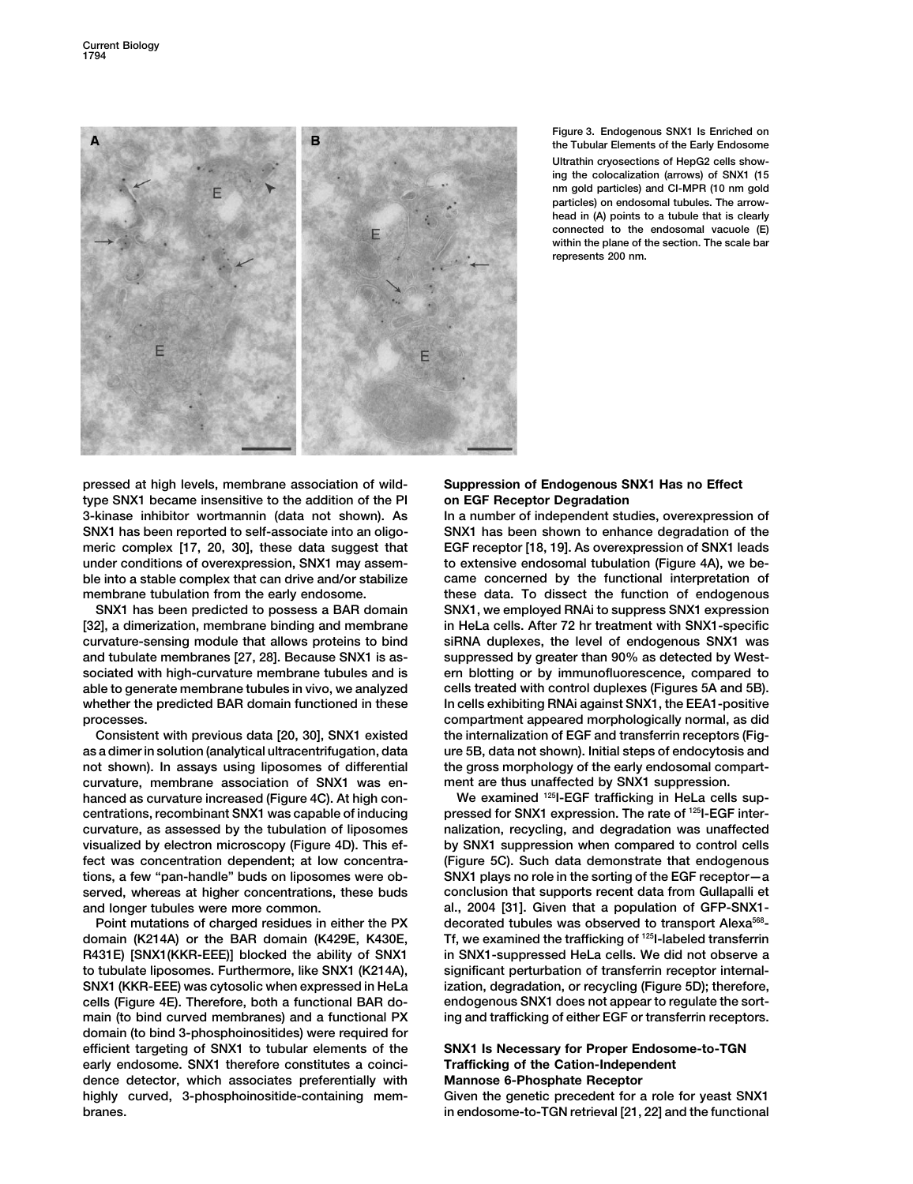Figure 3. Endogenous SNX1 Is Enriched on the Tubular Elements of the Early Endosome

Ultrathin cryosections of HepG2 cells showing the colocalization (arrows) of SNX1 (15 nm gold particles) and CI-MPR (10 nm gold particles) on endosomal tubules. The arrowhead in (A) points to a tubule that is clearly connected to the endosomal vacuole (E) within the plane of the section. The scale bar represents 200 nm.

pressed at high levels, membrane association of wild-type SNX1 became insensitive to the addition of the PI 3-kinase inhibitor wortmannin (data not shown). As SNX1 has been reported to self-associate into an oligomeric complex [17, 20, 30], these data suggest that under conditions of overexpression, SNX1 may assemble into a stable complex that can drive and/or stabilize membrane tubulation from the early endosome.

SNX1 has been predicted to possess a BAR domain [32], a dimerization, membrane binding and membrane curvature-sensing module that allows proteins to bind and tubulate membranes [27, 28]. Because SNX1 is associated with high-curvature membrane tubules and is able to generate membrane tubules in vivo, we analyzed whether the predicted BAR domain functioned in these processes.

Consistent with previous data [20, 30], SNX1 existed as a dimer in solution (analytical ultracentrifugation, data not shown). In assays using liposomes of differential curvature, membrane association of SNX1 was enhanced as curvature increased (Figure 4C). At high concentrations, recombinant SNX1 was capable of inducing curvature, as assessed by the tubulation of liposomes visualized by electron microscopy (Figure 4D). This effect was concentration dependent; at low concentrations, a few "pan-handle" buds on liposomes were observed, whereas at higher concentrations, these buds and longer tubules were more common.

Point mutations of charged residues in either the PX domain (K214A) or the BAR domain (K429E, K430E, R431E) [SNX1(KKR-EEE)] blocked the ability of SNX1 to tubulate liposomes. Furthermore, like SNX1 (K214A), SNX1 (KKR-EEE) was cytosolic when expressed in HeLa cells (Figure 4E). Therefore, both a functional BAR domain (to bind curved membranes) and a functional PX domain (to bind 3-phosphoinositides) were required for efficient targeting of SNX1 to tubular elements of the early endosome. SNX1 therefore constitutes a coincidence detector, which associates preferentially with highly curved, 3-phosphoinositide-containing membranes.

## Suppression of Endogenous SNX1 Has no Effect on EGF Receptor Degradation

In a number of independent studies, overexpression of SNX1 has been shown to enhance degradation of the EGF receptor [18, 19]. As overexpression of SNX1 leads to extensive endosomal tubulation (Figure 4A), we became concerned by the functional interpretation of these data. To dissect the function of endogenous SNX1, we employed RNAi to suppress SNX1 expression in HeLa cells. After 72 hr treatment with SNX1-specific siRNA duplexes, the level of endogenous SNX1 was suppressed by greater than 90% as detected by Western blotting or by immunofluorescence, compared to cells treated with control duplexes (Figures 5A and 5B). In cells exhibiting RNAi against SNX1, the EEA1-positive compartment appeared morphologically normal, as did the internalization of EGF and transferrin receptors (Figure 5B, data not shown). Initial steps of endocytosis and the gross morphology of the early endosomal compartment are thus unaffected by SNX1 suppression.

We examined $^{125}$I-EGF trafficking in HeLa cells suppressed for SNX1 expression. The rate of $^{125}$I-EGF internalization, recycling, and degradation was unaffected by SNX1 suppression when compared to control cells (Figure 5C). Such data demonstrate that endogenous SNX1 plays no role in the sorting of the EGF receptor—a conclusion that supports recent data from Gullapalli et al., 2004 [31]. Given that a population of GFP-SNX1-decorated tubules was observed to transport Alexa$^{568}$-Tf, we examined the trafficking of $^{125}$I-labeled transferrin in SNX1-suppressed HeLa cells. We did not observe a significant perturbation of transferrin receptor internalization, degradation, or recycling (Figure 5D); therefore, endogenous SNX1 does not appear to regulate the sorting and trafficking of either EGF or transferrin receptors.

## SNX1 Is Necessary for Proper Endosome-to-TGN Trafficking of the Cation-Independent Mannose 6-Phosphate Receptor

Given the genetic precedent for a role for yeast SNX1 in endosome-to-TGN retrieval [21, 22] and the functional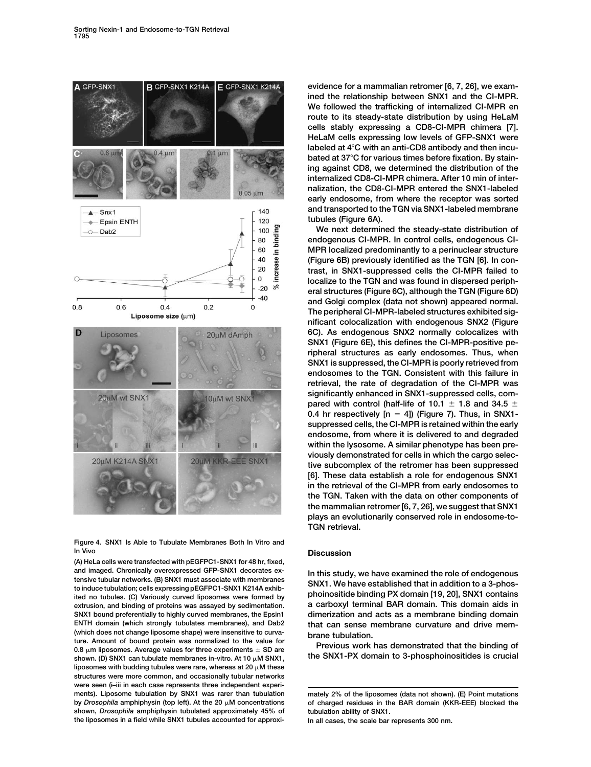Figure 4. SNX1 Is Able to Tubulate Membranes Both In Vitro and In Vivo

(A) HeLa cells were transfected with pEGFPC1-SNX1 for 48 hr, fixed, and imaged. Chronically overexpressed GFP-SNX1 decorates extensive tubular networks. (B) SNX1 must associate with membranes to induce tubulation; cells expressing pEGFPC1-SNX1 K214A exhibited no tubules. (C) Variously curved liposomes were formed by extrusion, and binding of proteins was assayed by sedimentation. SNX1 bound preferentially to highly curved membranes, the Epsin1 ENTH domain (which strongly tubulates membranes), and Dab2 (which does not change liposome shape) were insensitive to curvature. Amount of bound protein was normalized to the value for 0.8 μm liposomes. Average values for three experiments ± SD are shown. (D) SNX1 can tubulate membranes in-vitro. At 10 μM SNX1, liposomes with budding tubules were rare, whereas at 20 μM these structures were more common, and occasionally tubular networks were seen (i–iii in each case represents three independent experiments). Liposome tubulation by SNX1 was rarer than tubulation by *Drosophila* amphiphysin (top left). At the 20 μM concentrations shown, *Drosophila* amphiphysin tubulated approximately 45% of the liposomes in a field while SNX1 tubules accounted for approximately 2% of the liposomes (data not shown). (E) Point mutations of charged residues in the BAR domain (KKR-EEE) blocked the tubulation ability of SNX1.

In all cases, the scale bar represents 300 nm.

evidence for a mammalian retromer [6, 7, 26], we examined the relationship between SNX1 and the CI-MPR. We followed the trafficking of internalized CI-MPR en route to its steady-state distribution by using HeLaM cells stably expressing a CD8-CI-MPR chimera [7]. HeLaM cells expressing low levels of GFP-SNX1 were labeled at 4°C with an anti-CD8 antibody and then incubated at 37°C for various times before fixation. By staining against CD8, we determined the distribution of the internalized CD8-CI-MPR chimera. After 10 min of internalization, the CD8-CI-MPR entered the SNX1-labeled early endosome, from where the receptor was sorted and transported to the TGN via SNX1-labeled membrane tubules (Figure 6A).

We next determined the steady-state distribution of endogenous CI-MPR. In control cells, endogenous CI-MPR localized predominantly to a perinuclear structure (Figure 6B) previously identified as the TGN [6]. In contrast, in SNX1-suppressed cells the CI-MPR failed to localize to the TGN and was found in dispersed peripheral structures (Figure 6C), although the TGN (Figure 6D) and Golgi complex (data not shown) appeared normal. The peripheral CI-MPR-labeled structures exhibited significant colocalization with endogenous SNX2 (Figure 6C). As endogenous SNX2 normally colocalizes with SNX1 (Figure 6E), this defines the CI-MPR-positive peripheral structures as early endosomes. Thus, when SNX1 is suppressed, the CI-MPR is poorly retrieved from endosomes to the TGN. Consistent with this failure in retrieval, the rate of degradation of the CI-MPR was significantly enhanced in SNX1-suppressed cells, compared with control (half-life of 10.1 ± 1.8 and 34.5 ± 0.4 hr respectively [n = 4]) (Figure 7). Thus, in SNX1-suppressed cells, the CI-MPR is retained within the early endosome, from where it is delivered to and degraded within the lysosome. A similar phenotype has been previously demonstrated for cells in which the cargo selective subcomplex of the retromer has been suppressed [6]. These data establish a role for endogenous SNX1 in the retrieval of the CI-MPR from early endosomes to the TGN. Taken with the data on other components of the mammalian retromer [6, 7, 26], we suggest that SNX1 plays an evolutionarily conserved role in endosome-to-TGN retrieval.

## Discussion

In this study, we have examined the role of endogenous SNX1. We have established that in addition to a 3-phosphoinositide binding PX domain [19, 20], SNX1 contains a carboxyl terminal BAR domain. This domain aids in dimerization and acts as a membrane binding domain that can sense membrane curvature and drive membrane tubulation.

Previous work has demonstrated that the binding of the SNX1-PX domain to 3-phosphoinositides is crucial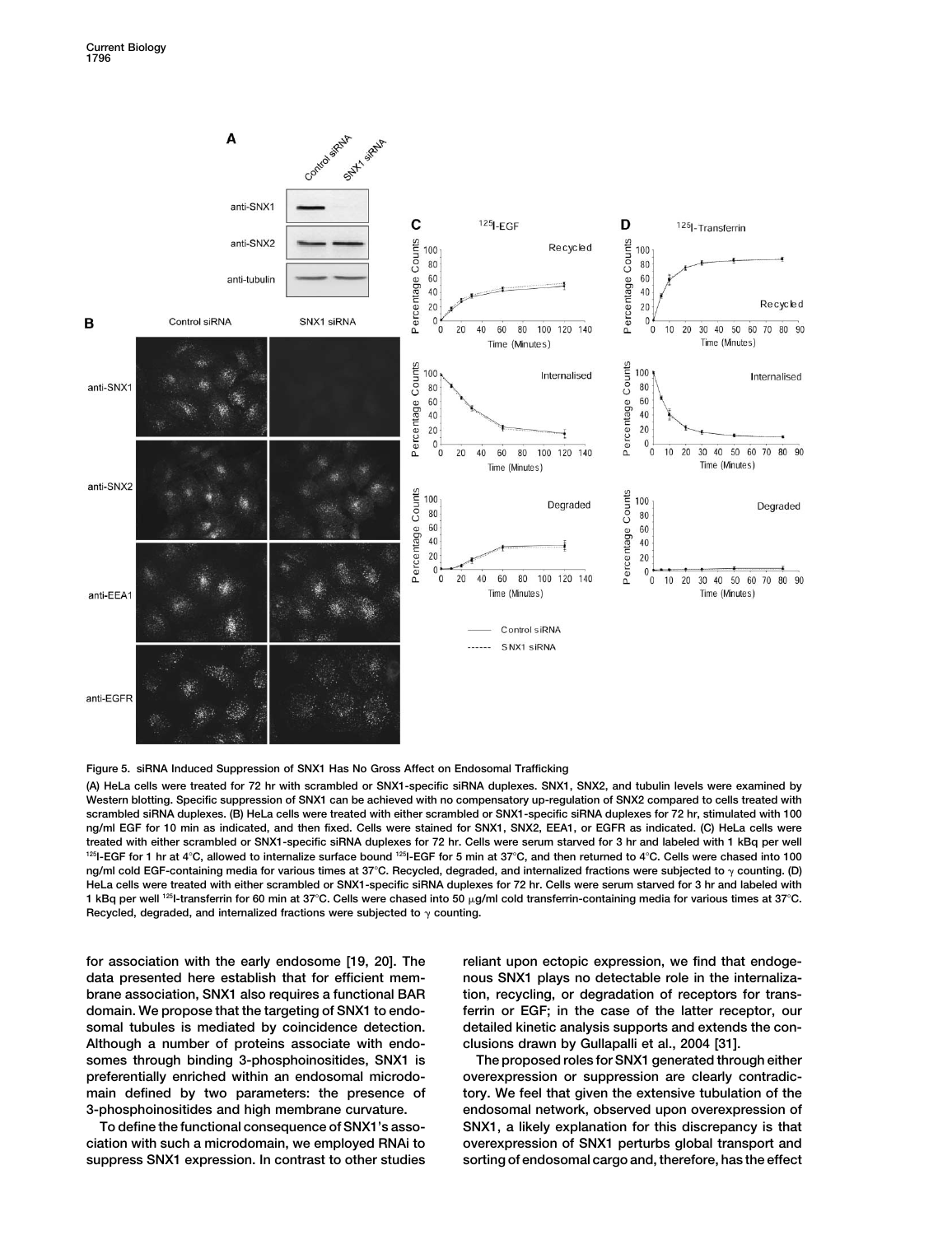**Figure 5. siRNA Induced Suppression of SNX1 Has No Gross Affect on Endosomal Trafficking**

(A) HeLa cells were treated for 72 hr with scrambled or SNX1-specific siRNA duplexes. SNX1, SNX2, and tubulin levels were examined by Western blotting. Specific suppression of SNX1 can be achieved with no compensatory up-regulation of SNX2 compared to cells treated with scrambled siRNA duplexes. (B) HeLa cells were treated with either scrambled or SNX1-specific siRNA duplexes for 72 hr, stimulated with 100 ng/ml EGF for 10 min as indicated, and then fixed. Cells were stained for SNX1, SNX2, EEA1, or EGFR as indicated. (C) HeLa cells were treated with either scrambled or SNX1-specific siRNA duplexes for 72 hr. Cells were serum starved for 3 hr and labeled with 1 kBq per well $^{125}$I-EGF for 1 hr at 4°C, allowed to internalize surface bound $^{125}$I-EGF for 5 min at 37°C, and then returned to 4°C. Cells were chased into 100 ng/ml cold EGF-containing media for various times at 37°C. Recycled, degraded, and internalized fractions were subjected to $\gamma$ counting. (D) HeLa cells were treated with either scrambled or SNX1-specific siRNA duplexes for 72 hr. Cells were serum starved for 3 hr and labeled with 1 kBq per well $^{125}$I-transferrin for 60 min at 37°C. Cells were chased into 50 $\mu$g/ml cold transferrin-containing media for various times at 37°C. Recycled, degraded, and internalized fractions were subjected to $\gamma$ counting.

for association with the early endosome [19, 20]. The data presented here establish that for efficient membrane association, SNX1 also requires a functional BAR domain. We propose that the targeting of SNX1 to endosomal tubules is mediated by coincidence detection. Although a number of proteins associate with endosomes through binding 3-phosphoinositides, SNX1 is preferentially enriched within an endosomal microdomain defined by two parameters: the presence of 3-phosphoinositides and high membrane curvature.

To define the functional consequence of SNX1's association with such a microdomain, we employed RNAi to suppress SNX1 expression. In contrast to other studies reliant upon ectopic expression, we find that endogenous SNX1 plays no detectable role in the internalization, recycling, or degradation of receptors for transferrin or EGF; in the case of the latter receptor, our detailed kinetic analysis supports and extends the conclusions drawn by Gullapalli et al., 2004 [31].

The proposed roles for SNX1 generated through either overexpression or suppression are clearly contradictory. We feel that given the extensive tubulation of the endosomal network, observed upon overexpression of SNX1, a likely explanation for this discrepancy is that overexpression of SNX1 perturbs global transport and sorting of endosomal cargo and, therefore, has the effect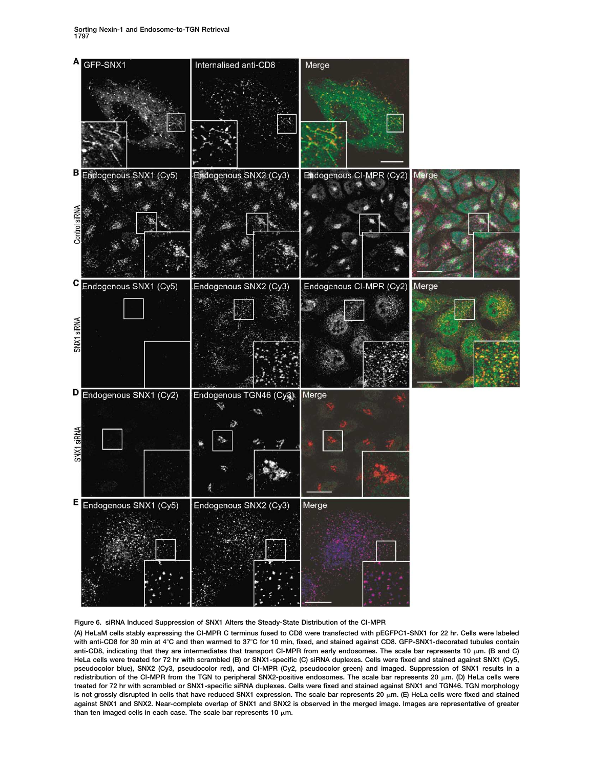**Figure 6. siRNA Induced Suppression of SNX1 Alters the Steady-State Distribution of the CI-MPR**

(A) HeLaM cells stably expressing the CI-MPR C terminus fused to CD8 were transfected with pEGFPC1-SNX1 for 22 hr. Cells were labeled with anti-CD8 for 30 min at 4°C and then warmed to 37°C for 10 min, fixed, and stained against CD8. GFP-SNX1-decorated tubules contain anti-CD8, indicating that they are intermediates that transport CI-MPR from early endosomes. The scale bar represents 10 μm. (B and C) HeLa cells were treated for 72 hr with scrambled (B) or SNX1-specific (C) siRNA duplexes. Cells were fixed and stained against SNX1 (Cy5, pseudocolor blue), SNX2 (Cy3, pseudocolor red), and CI-MPR (Cy2, pseudocolor green) and imaged. Suppression of SNX1 results in a redistribution of the CI-MPR from the TGN to peripheral SNX2-positive endosomes. The scale bar represents 20 μm. (D) HeLa cells were treated for 72 hr with scrambled or SNX1-specific siRNA duplexes. Cells were fixed and stained against SNX1 and TGN46. TGN morphology is not grossly disrupted in cells that have reduced SNX1 expression. The scale bar represents 20 μm. (E) HeLa cells were fixed and stained against SNX1 and SNX2. Near-complete overlap of SNX1 and SNX2 is observed in the merged image. Images are representative of greater than ten imaged cells in each case. The scale bar represents 10 μm.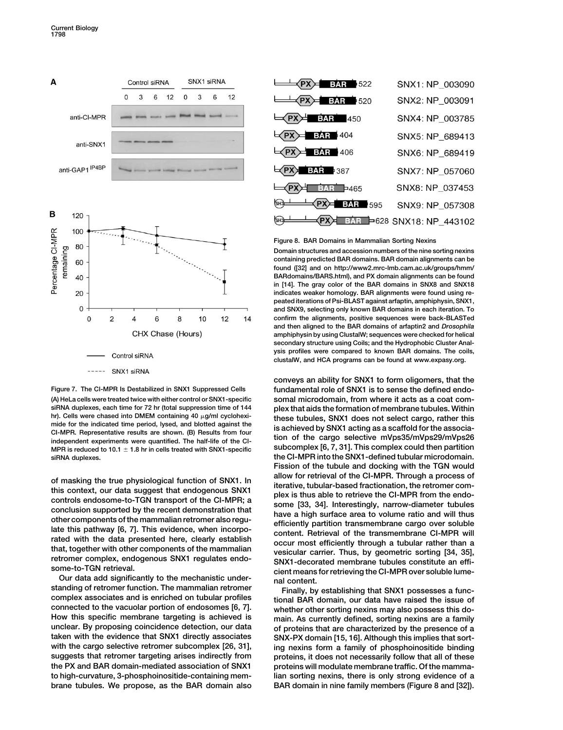Figure 7. The CI-MPR Is Destabilized in SNX1 Suppressed Cells

(A) HeLa cells were treated twice with either control or SNX1-specific siRNA duplexes, each time for 72 hr (total suppression time of 144 hr). Cells were chased into DMEM containing 40 μg/ml cycloheximide for the indicated time period, lysed, and blotted against the CI-MPR. Representative results are shown. (B) Results from four independent experiments were quantified. The half-life of the CI-MPR is reduced to 10.1 ± 1.8 hr in cells treated with SNX1-specific siRNA duplexes.

of masking the true physiological function of SNX1. In this context, our data suggest that endogenous SNX1 controls endosome-to-TGN transport of the CI-MPR; a conclusion supported by the recent demonstration that other components of the mammalian retromer also regulate this pathway [6, 7]. This evidence, when incorporated with the data presented here, clearly establish that, together with other components of the mammalian retromer complex, endogenous SNX1 regulates endosome-to-TGN retrieval.

Our data add significantly to the mechanistic understanding of retromer function. The mammalian retromer complex associates and is enriched on tubular profiles connected to the vacuolar portion of endosomes [6, 7]. How this specific membrane targeting is achieved is unclear. By proposing coincidence detection, our data taken with the evidence that SNX1 directly associates with the cargo selective retromer subcomplex [26, 31], suggests that retromer targeting arises indirectly from the PX and BAR domain-mediated association of SNX1 to high-curvature, 3-phosphoinositide-containing membrane tubules. We propose, as the BAR domain also conveys an ability for SNX1 to form oligomers, that the fundamental role of SNX1 is to sense the defined endosomal microdomain, from where it acts as a coat complex that aids the formation of membrane tubules. Within these tubules, SNX1 does not select cargo, rather this is achieved by SNX1 acting as a scaffold for the association of the cargo selective mVps35/mVps29/mVps26 subcomplex [6, 7, 31]. This complex could then partition the CI-MPR into the SNX1-defined tubular microdomain. Fission of the tubule and docking with the TGN would allow for retrieval of the CI-MPR. Through a process of iterative, tubular-based fractionation, the retromer complex is thus able to retrieve the CI-MPR from the endosome [33, 34]. Interestingly, narrow-diameter tubules have a high surface area to volume ratio and will thus efficiently partition transmembrane cargo over soluble content. Retrieval of the transmembrane CI-MPR will occur most efficiently through a tubular rather than a vesicular carrier. Thus, by geometric sorting [34, 35], SNX1-decorated membrane tubules constitute an efficient means for retrieving the CI-MPR over soluble lumenal content.

Finally, by establishing that SNX1 possesses a functional BAR domain, our data have raised the issue of whether other sorting nexins may also possess this domain. As currently defined, sorting nexins are a family of proteins that are characterized by the presence of a SNX-PX domain [15, 16]. Although this implies that sorting nexins form a family of phosphoinositide binding proteins, it does not necessarily follow that all of these proteins will modulate membrane traffic. Of the mammalian sorting nexins, there is only strong evidence of a BAR domain in nine family members (Figure 8 and [32]).

Figure 8. BAR Domains in Mammalian Sorting Nexins

Domain structures and accession numbers of the nine sorting nexins containing predicted BAR domains. BAR domain alignments can be found ([32] and on http://www2.mrc-lmb.cam.ac.uk/groups/hmm/BARdomains/BARS.html), and PX domain alignments can be found in [14]. The gray color of the BAR domains in SNX8 and SNX18 indicates weaker homology. BAR alignments were found using repeated iterations of Psi-BLAST against arfaptin, amphiphysin, SNX1, and SNX9, selecting only known BAR domains in each iteration. To confirm the alignments, positive sequences were back-BLASTed and then aligned to the BAR domains of arfaptin2 and *Drosophila* amphiphysin by using ClustalW; sequences were checked for helical secondary structure using Coils; and the Hydrophobic Cluster Analysis profiles were compared to known BAR domains. The coils, clustalW, and HCA programs can be found at www.expasy.org.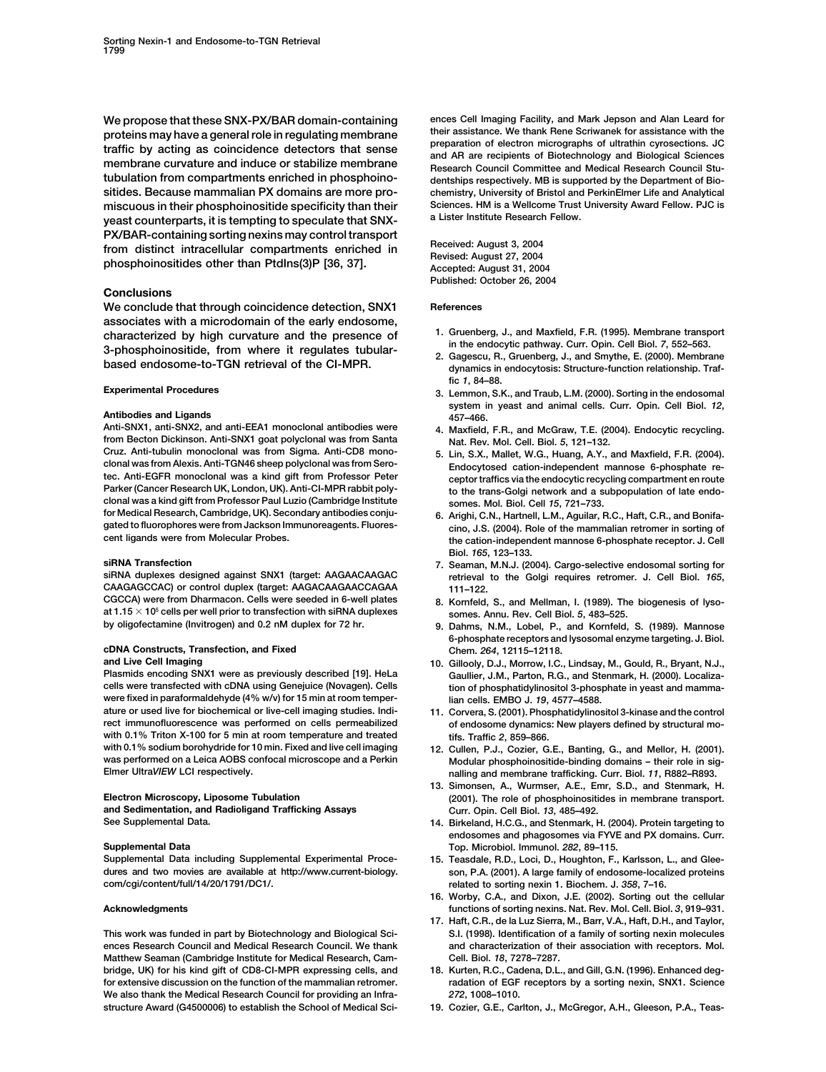We propose that these SNX-PX/BAR domain-containing proteins may have a general role in regulating membrane traffic by acting as coincidence detectors that sense membrane curvature and induce or stabilize membrane tubulation from compartments enriched in phosphoinositides. Because mammalian PX domains are more promiscuous in their phosphoinositide specificity than their yeast counterparts, it is tempting to speculate that SNX-PX/BAR-containing sorting nexins may control transport from distinct intracellular compartments enriched in phosphoinositides other than PtdIns(3)P [36, 37].

## Conclusions

We conclude that through coincidence detection, SNX1 associates with a microdomain of the early endosome, characterized by high curvature and the presence of 3-phosphoinositide, from where it regulates tubular-based endosome-to-TGN retrieval of the CI-MPR.

## Experimental Procedures

### Antibodies and Ligands

Anti-SNX1, anti-SNX2, and anti-EEA1 monoclonal antibodies were from Becton Dickinson. Anti-SNX1 goat polyclonal was from Santa Cruz. Anti-tubulin monoclonal was from Sigma. Anti-CD8 monoclonal was from Alexis. Anti-TGN46 sheep polyclonal was from Serotec. Anti-EGFR monoclonal was a kind gift from Professor Peter Parker (Cancer Research UK, London, UK). Anti-CI-MPR rabbit polyclonal was a kind gift from Professor Paul Luzio (Cambridge Institute for Medical Research, Cambridge, UK). Secondary antibodies conjugated to fluorophores were from Jackson Immunoreagents. Fluorescent ligands were from Molecular Probes.

### siRNA Transfection

siRNA duplexes designed against SNX1 (target: AAGAACAAGAC CAAGAGCCAC) or control duplex (target: AAGACAAGAACCAGAA CGCCA) were from Dharmacon. Cells were seeded in 6-well plates at $1.15 \times 10^5$ cells per well prior to transfection with siRNA duplexes by oligofectamine (Invitrogen) and 0.2 nM duplex for 72 hr.

### cDNA Constructs, Transfection, and Fixed and Live Cell Imaging

Plasmids encoding SNX1 were as previously described [19]. HeLa cells were transfected with cDNA using Genejuice (Novagen). Cells were fixed in paraformaldehyde (4% w/v) for 15 min at room temperature or used live for biochemical or live-cell imaging studies. Indirect immunofluorescence was performed on cells permeabilized with 0.1% Triton X-100 for 5 min at room temperature and treated with 0.1% sodium borohydride for 10 min. Fixed and live cell imaging was performed on a Leica AOBS confocal microscope and a Perkin Elmer Ultra*VIEW* LCI respectively.

### Electron Microscopy, Liposome Tubulation and Sedimentation, and Radioligand Trafficking Assays

See Supplemental Data.

### Supplemental Data

Supplemental Data including Supplemental Experimental Procedures and two movies are available at http://www.current-biology.com/cgi/content/full/14/20/1791/DC1/.

## Acknowledgments

This work was funded in part by Biotechnology and Biological Sciences Research Council and Medical Research Council. We thank Matthew Seaman (Cambridge Institute for Medical Research, Cambridge, UK) for his kind gift of CD8-CI-MPR expressing cells, and for extensive discussion on the function of the mammalian retromer. We also thank the Medical Research Council for providing an Infrastructure Award (G4500006) to establish the School of Medical Sciences Cell Imaging Facility, and Mark Jepson and Alan Leard for their assistance. We thank Rene Scriwanek for assistance with the preparation of electron micrographs of ultrathin cyrosections. JC and AR are recipients of Biotechnology and Biological Sciences Research Council Committee and Medical Research Council Studentships respectively. MB is supported by the Department of Biochemistry, University of Bristol and PerkinElmer Life and Analytical Sciences. HM is a Wellcome Trust University Award Fellow. PJC is a Lister Institute Research Fellow.

Received: August 3, 2004
Revised: August 27, 2004
Accepted: August 31, 2004
Published: October 26, 2004

## References

1. Gruenberg, J., and Maxfield, F.R. (1995). Membrane transport in the endocytic pathway. Curr. Opin. Cell Biol. *7*, 552–563.
2. Gagescu, R., Gruenberg, J., and Smythe, E. (2000). Membrane dynamics in endocytosis: Structure-function relationship. Traffic *1*, 84–88.
3. Lemmon, S.K., and Traub, L.M. (2000). Sorting in the endosomal system in yeast and animal cells. Curr. Opin. Cell Biol. *12*, 457–466.
4. Maxfield, F.R., and McGraw, T.E. (2004). Endocytic recycling. Nat. Rev. Mol. Cell. Biol. *5*, 121–132.
5. Lin, S.X., Mallet, W.G., Huang, A.Y., and Maxfield, F.R. (2004). Endocytosed cation-independent mannose 6-phosphate receptor traffics via the endocytic recycling compartment en route to the trans-Golgi network and a subpopulation of late endosomes. Mol. Biol. Cell *15*, 721–733.
6. Arighi, C.N., Hartnell, L.M., Aguilar, R.C., Haft, C.R., and Bonifacino, J.S. (2004). Role of the mammalian retromer in sorting of the cation-independent mannose 6-phosphate receptor. J. Cell Biol. *165*, 123–133.
7. Seaman, M.N.J. (2004). Cargo-selective endosomal sorting for retrieval to the Golgi requires retromer. J. Cell Biol. *165*, 111–122.
8. Kornfeld, S., and Mellman, I. (1989). The biogenesis of lysosomes. Annu. Rev. Cell Biol. *5*, 483–525.
9. Dahms, N.M., Lobel, P., and Kornfeld, S. (1989). Mannose 6-phosphate receptors and lysosomal enzyme targeting. J. Biol. Chem. *264*, 12115–12118.
10. Gillooly, D.J., Morrow, I.C., Lindsay, M., Gould, R., Bryant, N.J., Gaullier, J.M., Parton, R.G., and Stenmark, H. (2000). Localization of phosphatidylinositol 3-phosphate in yeast and mammalian cells. EMBO J. *19*, 4577–4588.
11. Corvera, S. (2001). Phosphatidylinositol 3-kinase and the control of endosome dynamics: New players defined by structural motifs. Traffic *2*, 859–866.
12. Cullen, P.J., Cozier, G.E., Banting, G., and Mellor, H. (2001). Modular phosphoinositide-binding domains – their role in signalling and membrane trafficking. Curr. Biol. *11*, R882–R893.
13. Simonsen, A., Wurmser, A.E., Emr, S.D., and Stenmark, H. (2001). The role of phosphoinositides in membrane transport. Curr. Opin. Cell Biol. *13*, 485–492.
14. Birkeland, H.C.G., and Stenmark, H. (2004). Protein targeting to endosomes and phagosomes via FYVE and PX domains. Curr. Top. Microbiol. Immunol. *282*, 89–115.
15. Teasdale, R.D., Loci, D., Houghton, F., Karlsson, L., and Gleeson, P.A. (2001). A large family of endosome-localized proteins related to sorting nexin 1. Biochem. J. *358*, 7–16.
16. Worby, C.A., and Dixon, J.E. (2002). Sorting out the cellular functions of sorting nexins. Nat. Rev. Mol. Cell. Biol. *3*, 919–931.
17. Haft, C.R., de la Luz Sierra, M., Barr, V.A., Haft, D.H., and Taylor, S.I. (1998). Identification of a family of sorting nexin molecules and characterization of their association with receptors. Mol. Cell. Biol. *18*, 7278–7287.
18. Kurten, R.C., Cadena, D.L., and Gill, G.N. (1996). Enhanced degradation of EGF receptors by a sorting nexin, SNX1. Science *272*, 1008–1010.
19. Cozier, G.E., Carlton, J., McGregor, A.H., Gleeson, P.A., Teas-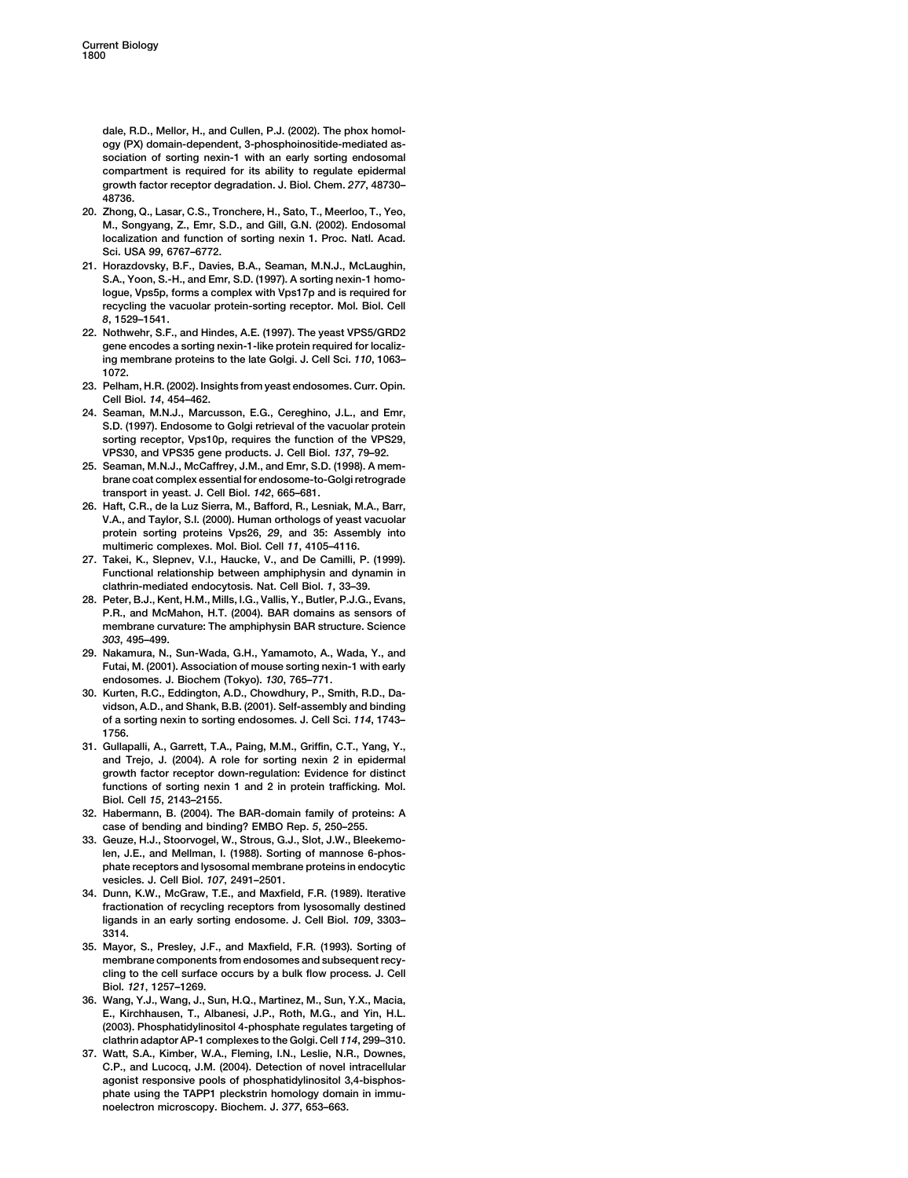dale, R.D., Mellor, H., and Cullen, P.J. (2002). The phox homology (PX) domain-dependent, 3-phosphoinositide-mediated association of sorting nexin-1 with an early sorting endosomal compartment is required for its ability to regulate epidermal growth factor receptor degradation. J. Biol. Chem. *277*, 48730–48736.

20. Zhong, Q., Lasar, C.S., Tronchere, H., Sato, T., Meerloo, T., Yeo, M., Songyang, Z., Emr, S.D., and Gill, G.N. (2002). Endosomal localization and function of sorting nexin 1. Proc. Natl. Acad. Sci. USA *99*, 6767–6772.
21. Horazdovsky, B.F., Davies, B.A., Seaman, M.N.J., McLaughin, S.A., Yoon, S.-H., and Emr, S.D. (1997). A sorting nexin-1 homologue, Vps5p, forms a complex with Vps17p and is required for recycling the vacuolar protein-sorting receptor. Mol. Biol. Cell *8*, 1529–1541.
22. Nothwehr, S.F., and Hindes, A.E. (1997). The yeast VPS5/GRD2 gene encodes a sorting nexin-1-like protein required for localizing membrane proteins to the late Golgi. J. Cell Sci. *110*, 1063–1072.
23. Pelham, H.R. (2002). Insights from yeast endosomes. Curr. Opin. Cell Biol. *14*, 454–462.
24. Seaman, M.N.J., Marcusson, E.G., Cereghino, J.L., and Emr, S.D. (1997). Endosome to Golgi retrieval of the vacuolar protein sorting receptor, Vps10p, requires the function of the VPS29, VPS30, and VPS35 gene products. J. Cell Biol. *137*, 79–92.
25. Seaman, M.N.J., McCaffrey, J.M., and Emr, S.D. (1998). A membrane coat complex essential for endosome-to-Golgi retrograde transport in yeast. J. Cell Biol. *142*, 665–681.
26. Haft, C.R., de la Luz Sierra, M., Bafford, R., Lesniak, M.A., Barr, V.A., and Taylor, S.I. (2000). Human orthologs of yeast vacuolar protein sorting proteins Vps26, *29*, and 35: Assembly into multimeric complexes. Mol. Biol. Cell *11*, 4105–4116.
27. Takei, K., Slepnev, V.I., Haucke, V., and De Camilli, P. (1999). Functional relationship between amphiphysin and dynamin in clathrin-mediated endocytosis. Nat. Cell Biol. *1*, 33–39.
28. Peter, B.J., Kent, H.M., Mills, I.G., Vallis, Y., Butler, P.J.G., Evans, P.R., and McMahon, H.T. (2004). BAR domains as sensors of membrane curvature: The amphiphysin BAR structure. Science *303*, 495–499.
29. Nakamura, N., Sun-Wada, G.H., Yamamoto, A., Wada, Y., and Futai, M. (2001). Association of mouse sorting nexin-1 with early endosomes. J. Biochem (Tokyo). *130*, 765–771.
30. Kurten, R.C., Eddington, A.D., Chowdhury, P., Smith, R.D., Davidson, A.D., and Shank, B.B. (2001). Self-assembly and binding of a sorting nexin to sorting endosomes. J. Cell Sci. *114*, 1743–1756.
31. Gullapalli, A., Garrett, T.A., Paing, M.M., Griffin, C.T., Yang, Y., and Trejo, J. (2004). A role for sorting nexin 2 in epidermal growth factor receptor down-regulation: Evidence for distinct functions of sorting nexin 1 and 2 in protein trafficking. Mol. Biol. Cell *15*, 2143–2155.
32. Habermann, B. (2004). The BAR-domain family of proteins: A case of bending and binding? EMBO Rep. *5*, 250–255.
33. Geuze, H.J., Stoorvogel, W., Strous, G.J., Slot, J.W., Bleekemolen, J.E., and Mellman, I. (1988). Sorting of mannose 6-phosphate receptors and lysosomal membrane proteins in endocytic vesicles. J. Cell Biol. *107*, 2491–2501.
34. Dunn, K.W., McGraw, T.E., and Maxfield, F.R. (1989). Iterative fractionation of recycling receptors from lysosomally destined ligands in an early sorting endosome. J. Cell Biol. *109*, 3303–3314.
35. Mayor, S., Presley, J.F., and Maxfield, F.R. (1993). Sorting of membrane components from endosomes and subsequent recycling to the cell surface occurs by a bulk flow process. J. Cell Biol. *121*, 1257–1269.
36. Wang, Y.J., Wang, J., Sun, H.Q., Martinez, M., Sun, Y.X., Macia, E., Kirchhausen, T., Albanesi, J.P., Roth, M.G., and Yin, H.L. (2003). Phosphatidylinositol 4-phosphate regulates targeting of clathrin adaptor AP-1 complexes to the Golgi. Cell *114*, 299–310.
37. Watt, S.A., Kimber, W.A., Fleming, I.N., Leslie, N.R., Downes, C.P., and Lucocq, J.M. (2004). Detection of novel intracellular agonist responsive pools of phosphatidylinositol 3,4-bisphosphate using the TAPP1 pleckstrin homology domain in immunoelectron microscopy. Biochem. J. *377*, 653–663.